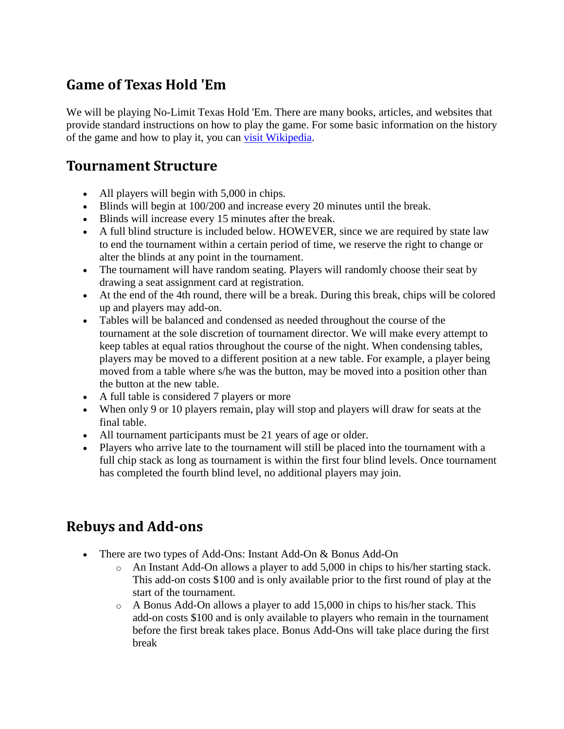## Game of Texas Hold 'Em

We will be playing No-Limit Texas Hold 'Em. There are many books, articles, and websites that provide standard instructions on how to play the game. For some basic information on the history of the game and how to play it, you can [visit Wikipedia](#).

## Tournament Structure

- All players will begin with 5,000 in chips.
- Blinds will begin at 100/200 and increase every 20 minutes until the break.
- Blinds will increase every 15 minutes after the break.
- A full blind structure is included below. HOWEVER, since we are required by state law to end the tournament within a certain period of time, we reserve the right to change or alter the blinds at any point in the tournament.
- The tournament will have random seating. Players will randomly choose their seat by drawing a seat assignment card at registration.
- At the end of the 4th round, there will be a break. During this break, chips will be colored up and players may add-on.
- Tables will be balanced and condensed as needed throughout the course of the tournament at the sole discretion of tournament director. We will make every attempt to keep tables at equal ratios throughout the course of the night. When condensing tables, players may be moved to a different position at a new table. For example, a player being moved from a table where s/he was the button, may be moved into a position other than the button at the new table.
- A full table is considered 7 players or more
- When only 9 or 10 players remain, play will stop and players will draw for seats at the final table.
- All tournament participants must be 21 years of age or older.
- Players who arrive late to the tournament will still be placed into the tournament with a full chip stack as long as tournament is within the first four blind levels. Once tournament has completed the fourth blind level, no additional players may join.

## Rebuys and Add-ons

- There are two types of Add-Ons: Instant Add-On & Bonus Add-On
  - An Instant Add-On allows a player to add 5,000 in chips to his/her starting stack. This add-on costs $100 and is only available prior to the first round of play at the start of the tournament.
  - A Bonus Add-On allows a player to add 15,000 in chips to his/her stack. This add-on costs $100 and is only available to players who remain in the tournament before the first break takes place. Bonus Add-Ons will take place during the first break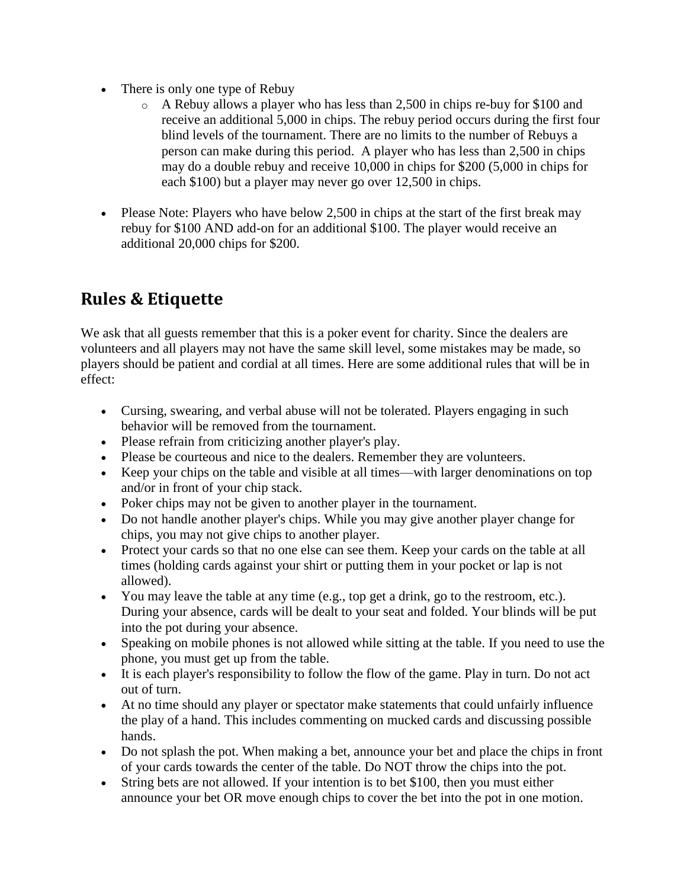- There is only one type of Rebuy
    - A Rebuy allows a player who has less than 2,500 in chips re-buy for $100 and receive an additional 5,000 in chips. The rebuy period occurs during the first four blind levels of the tournament. There are no limits to the number of Rebuys a person can make during this period. A player who has less than 2,500 in chips may do a double rebuy and receive 10,000 in chips for $200 (5,000 in chips for each $100) but a player may never go over 12,500 in chips.

- Please Note: Players who have below 2,500 in chips at the start of the first break may rebuy for $100 AND add-on for an additional $100. The player would receive an additional 20,000 chips for $200.

## Rules & Etiquette

We ask that all guests remember that this is a poker event for charity. Since the dealers are volunteers and all players may not have the same skill level, some mistakes may be made, so players should be patient and cordial at all times. Here are some additional rules that will be in effect:

- Cursing, swearing, and verbal abuse will not be tolerated. Players engaging in such behavior will be removed from the tournament.
- Please refrain from criticizing another player's play.
- Please be courteous and nice to the dealers. Remember they are volunteers.
- Keep your chips on the table and visible at all times—with larger denominations on top and/or in front of your chip stack.
- Poker chips may not be given to another player in the tournament.
- Do not handle another player's chips. While you may give another player change for chips, you may not give chips to another player.
- Protect your cards so that no one else can see them. Keep your cards on the table at all times (holding cards against your shirt or putting them in your pocket or lap is not allowed).
- You may leave the table at any time (e.g., top get a drink, go to the restroom, etc.). During your absence, cards will be dealt to your seat and folded. Your blinds will be put into the pot during your absence.
- Speaking on mobile phones is not allowed while sitting at the table. If you need to use the phone, you must get up from the table.
- It is each player's responsibility to follow the flow of the game. Play in turn. Do not act out of turn.
- At no time should any player or spectator make statements that could unfairly influence the play of a hand. This includes commenting on mucked cards and discussing possible hands.
- Do not splash the pot. When making a bet, announce your bet and place the chips in front of your cards towards the center of the table. Do NOT throw the chips into the pot.
- String bets are not allowed. If your intention is to bet $100, then you must either announce your bet OR move enough chips to cover the bet into the pot in one motion.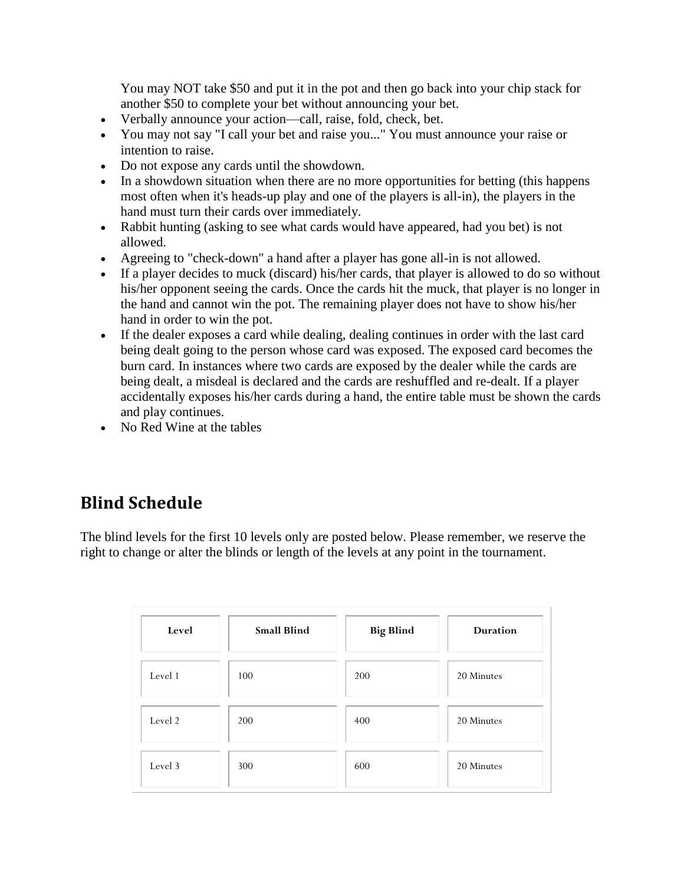You may NOT take $50 and put it in the pot and then go back into your chip stack for another $50 to complete your bet without announcing your bet.

- Verbally announce your action—call, raise, fold, check, bet.
- You may not say "I call your bet and raise you..." You must announce your raise or intention to raise.
- Do not expose any cards until the showdown.
- In a showdown situation when there are no more opportunities for betting (this happens most often when it's heads-up play and one of the players is all-in), the players in the hand must turn their cards over immediately.
- Rabbit hunting (asking to see what cards would have appeared, had you bet) is not allowed.
- Agreeing to "check-down" a hand after a player has gone all-in is not allowed.
- If a player decides to muck (discard) his/her cards, that player is allowed to do so without his/her opponent seeing the cards. Once the cards hit the muck, that player is no longer in the hand and cannot win the pot. The remaining player does not have to show his/her hand in order to win the pot.
- If the dealer exposes a card while dealing, dealing continues in order with the last card being dealt going to the person whose card was exposed. The exposed card becomes the burn card. In instances where two cards are exposed by the dealer while the cards are being dealt, a misdeal is declared and the cards are reshuffled and re-dealt. If a player accidentally exposes his/her cards during a hand, the entire table must be shown the cards and play continues.
- No Red Wine at the tables

## Blind Schedule

The blind levels for the first 10 levels only are posted below. Please remember, we reserve the right to change or alter the blinds or length of the levels at any point in the tournament.

| Level | Small Blind | Big Blind | Duration |
|---|---|---|---|
| Level 1 | 100 | 200 | 20 Minutes |
| Level 2 | 200 | 400 | 20 Minutes |
| Level 3 | 300 | 600 | 20 Minutes |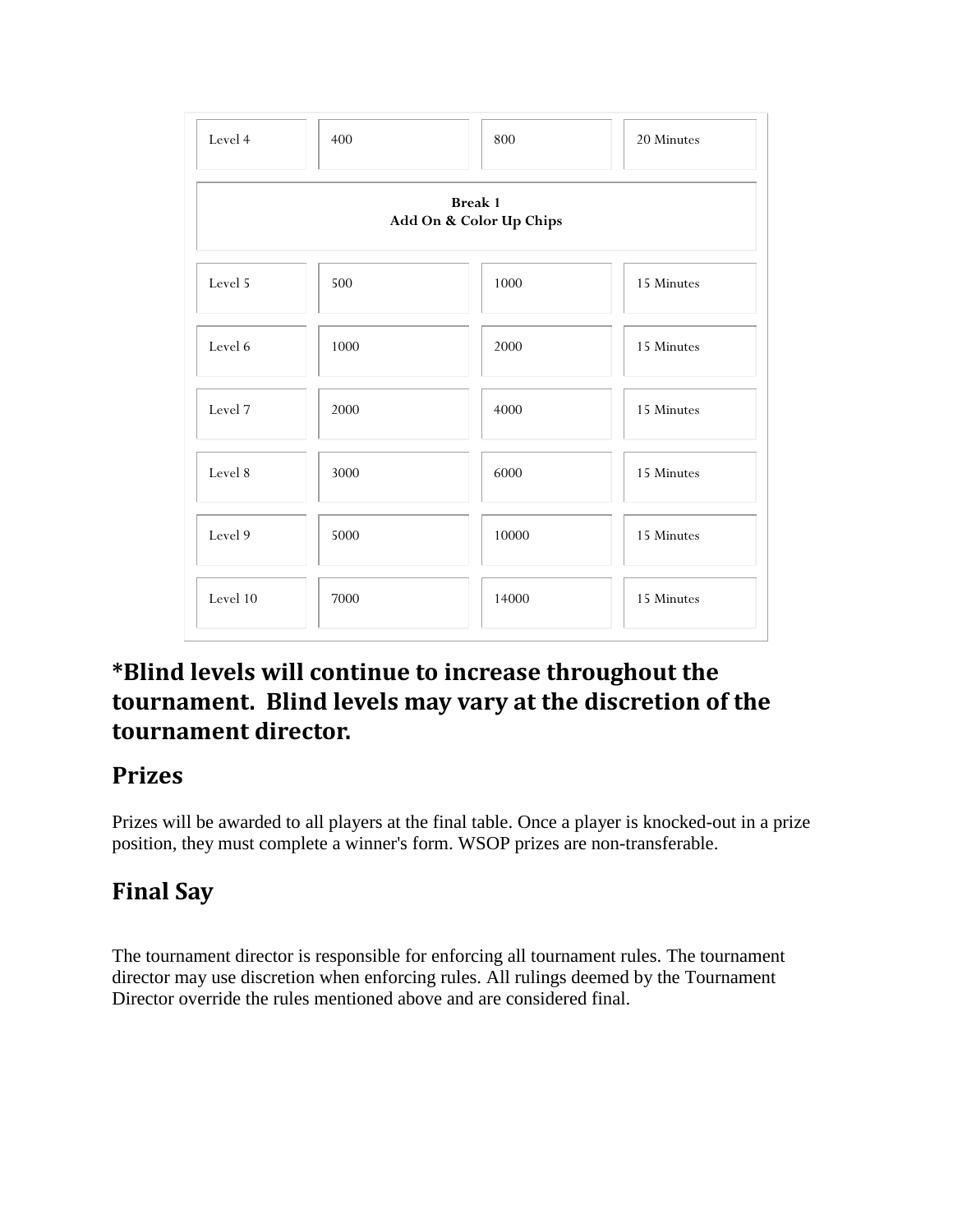| | | | |
|---|---|---|---|
| Level 4 | 400 | 800 | 20 Minutes |
| **Break 1**<br>**Add On & Color Up Chips** | | | |
| Level 5 | 500 | 1000 | 15 Minutes |
| Level 6 | 1000 | 2000 | 15 Minutes |
| Level 7 | 2000 | 4000 | 15 Minutes |
| Level 8 | 3000 | 6000 | 15 Minutes |
| Level 9 | 5000 | 10000 | 15 Minutes |
| Level 10 | 7000 | 14000 | 15 Minutes |

**\*Blind levels will continue to increase throughout the tournament. Blind levels may vary at the discretion of the tournament director.**

## Prizes

Prizes will be awarded to all players at the final table. Once a player is knocked-out in a prize position, they must complete a winner's form. WSOP prizes are non-transferable.

## Final Say

The tournament director is responsible for enforcing all tournament rules. The tournament director may use discretion when enforcing rules. All rulings deemed by the Tournament Director override the rules mentioned above and are considered final.